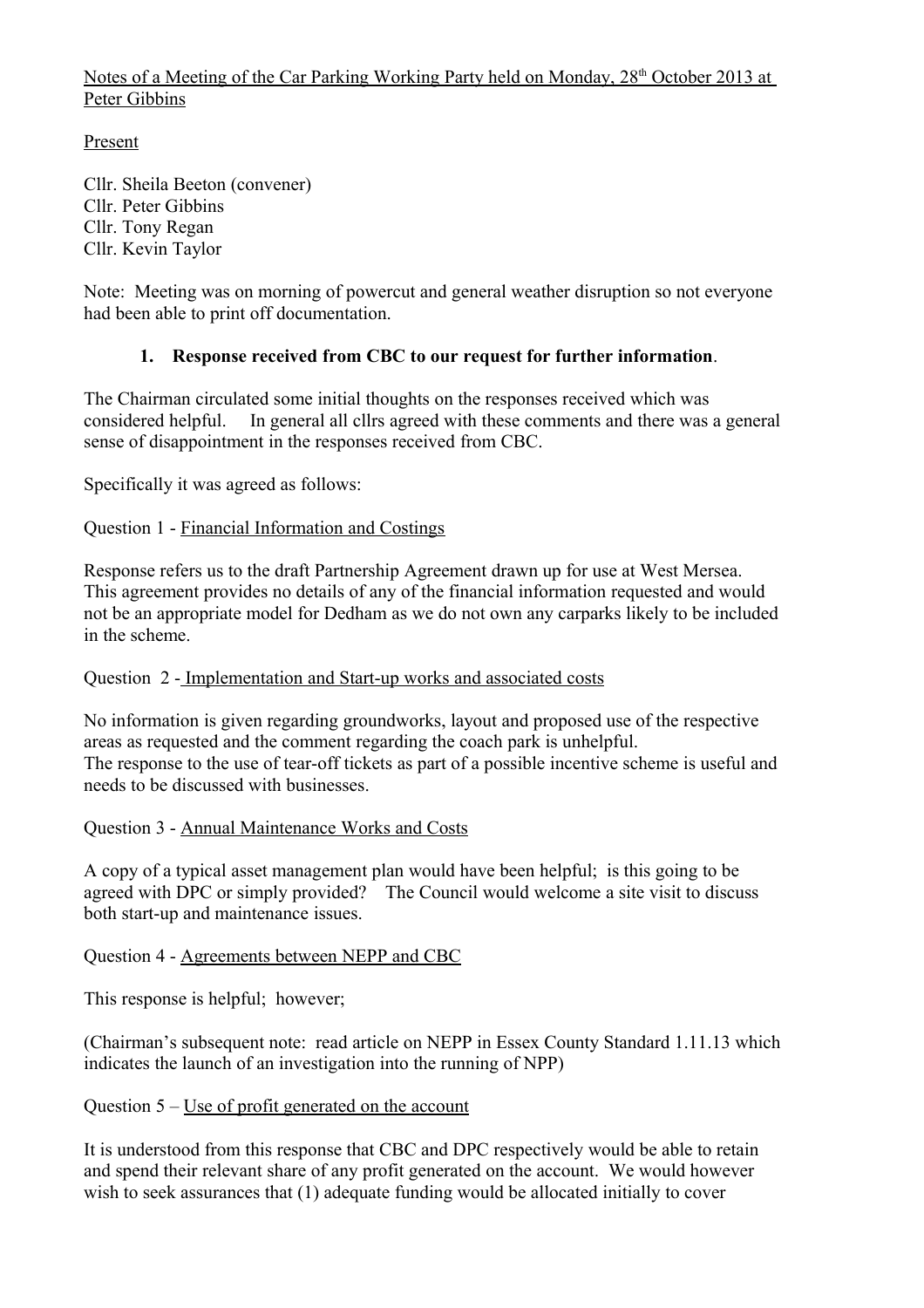Notes of a Meeting of the Car Parking Working Party held on Monday, 28th October 2013 at Peter Gibbins

Present

Cllr. Sheila Beeton (convener)
Cllr. Peter Gibbins
Cllr. Tony Regan
Cllr. Kevin Taylor

Note: Meeting was on morning of powercut and general weather disruption so not everyone had been able to print off documentation.

1. **Response received from CBC to our request for further information**.

The Chairman circulated some initial thoughts on the responses received which was considered helpful. In general all cllrs agreed with these comments and there was a general sense of disappointment in the responses received from CBC.

Specifically it was agreed as follows:

Question 1 - Financial Information and Costings

Response refers us to the draft Partnership Agreement drawn up for use at West Mersea. This agreement provides no details of any of the financial information requested and would not be an appropriate model for Dedham as we do not own any carparks likely to be included in the scheme.

Question 2 - Implementation and Start-up works and associated costs

No information is given regarding groundworks, layout and proposed use of the respective areas as requested and the comment regarding the coach park is unhelpful.
The response to the use of tear-off tickets as part of a possible incentive scheme is useful and needs to be discussed with businesses.

Question 3 - Annual Maintenance Works and Costs

A copy of a typical asset management plan would have been helpful; is this going to be agreed with DPC or simply provided? The Council would welcome a site visit to discuss both start-up and maintenance issues.

Question 4 - Agreements between NEPP and CBC

This response is helpful; however;

(Chairman's subsequent note: read article on NEPP in Essex County Standard 1.11.13 which indicates the launch of an investigation into the running of NPP)

Question 5 – Use of profit generated on the account

It is understood from this response that CBC and DPC respectively would be able to retain and spend their relevant share of any profit generated on the account. We would however wish to seek assurances that (1) adequate funding would be allocated initially to cover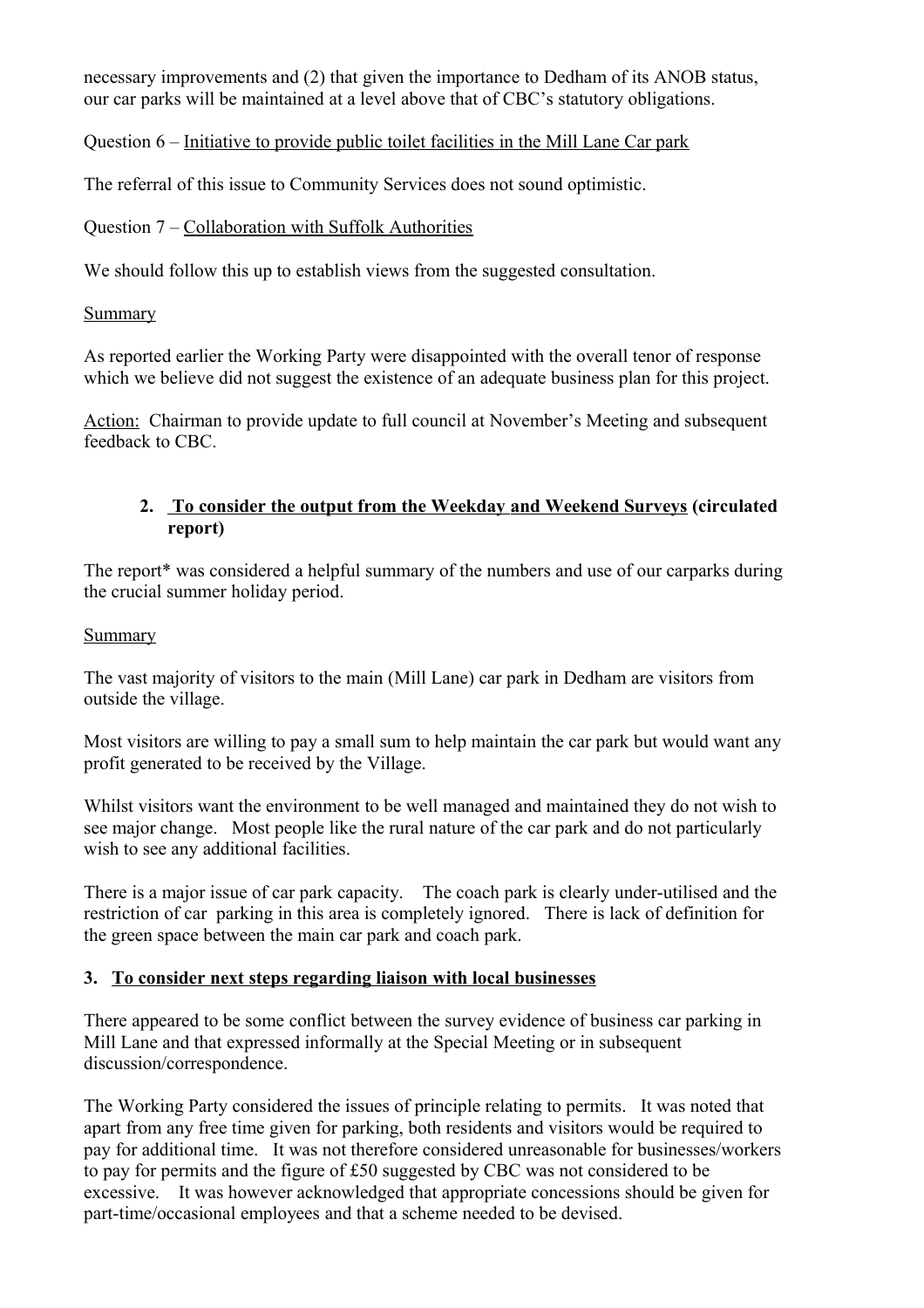necessary improvements and (2) that given the importance to Dedham of its ANOB status, our car parks will be maintained at a level above that of CBC's statutory obligations.

Question 6 – Initiative to provide public toilet facilities in the Mill Lane Car park

The referral of this issue to Community Services does not sound optimistic.

Question 7 – Collaboration with Suffolk Authorities

We should follow this up to establish views from the suggested consultation.

Summary

As reported earlier the Working Party were disappointed with the overall tenor of response which we believe did not suggest the existence of an adequate business plan for this project.

Action: Chairman to provide update to full council at November's Meeting and subsequent feedback to CBC.

2. **To consider the output from the Weekday and Weekend Surveys (circulated report)**

The report* was considered a helpful summary of the numbers and use of our carparks during the crucial summer holiday period.

Summary

The vast majority of visitors to the main (Mill Lane) car park in Dedham are visitors from outside the village.

Most visitors are willing to pay a small sum to help maintain the car park but would want any profit generated to be received by the Village.

Whilst visitors want the environment to be well managed and maintained they do not wish to see major change. Most people like the rural nature of the car park and do not particularly wish to see any additional facilities.

There is a major issue of car park capacity. The coach park is clearly under-utilised and the restriction of car parking in this area is completely ignored. There is lack of definition for the green space between the main car park and coach park.

3. **To consider next steps regarding liaison with local businesses**

There appeared to be some conflict between the survey evidence of business car parking in Mill Lane and that expressed informally at the Special Meeting or in subsequent discussion/correspondence.

The Working Party considered the issues of principle relating to permits. It was noted that apart from any free time given for parking, both residents and visitors would be required to pay for additional time. It was not therefore considered unreasonable for businesses/workers to pay for permits and the figure of £50 suggested by CBC was not considered to be excessive. It was however acknowledged that appropriate concessions should be given for part-time/occasional employees and that a scheme needed to be devised.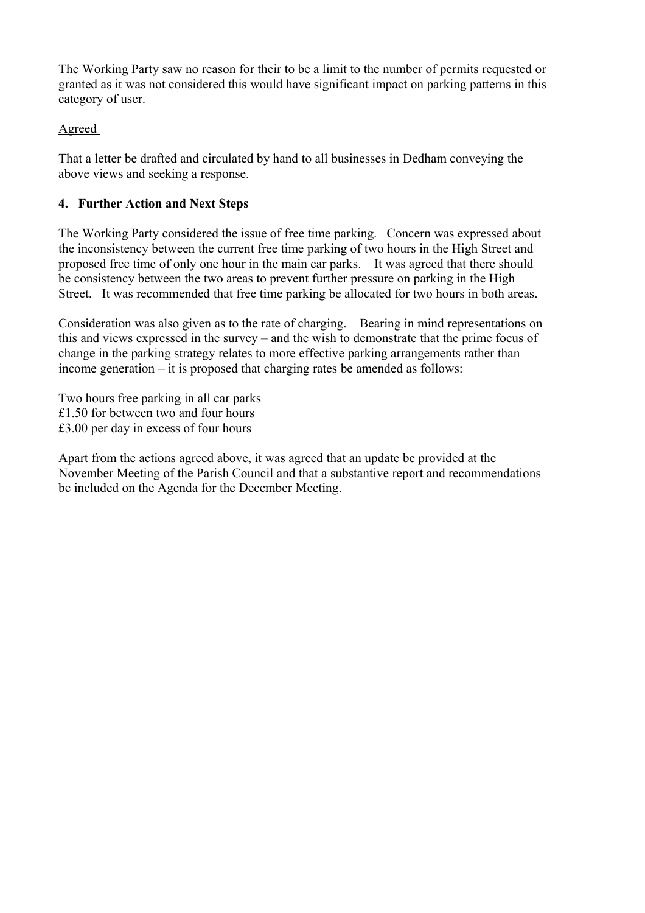The Working Party saw no reason for their to be a limit to the number of permits requested or granted as it was not considered this would have significant impact on parking patterns in this category of user.

Agreed

That a letter be drafted and circulated by hand to all businesses in Dedham conveying the above views and seeking a response.

## 4. Further Action and Next Steps

The Working Party considered the issue of free time parking. Concern was expressed about the inconsistency between the current free time parking of two hours in the High Street and proposed free time of only one hour in the main car parks. It was agreed that there should be consistency between the two areas to prevent further pressure on parking in the High Street. It was recommended that free time parking be allocated for two hours in both areas.

Consideration was also given as to the rate of charging. Bearing in mind representations on this and views expressed in the survey – and the wish to demonstrate that the prime focus of change in the parking strategy relates to more effective parking arrangements rather than income generation – it is proposed that charging rates be amended as follows:

Two hours free parking in all car parks
£1.50 for between two and four hours
£3.00 per day in excess of four hours

Apart from the actions agreed above, it was agreed that an update be provided at the November Meeting of the Parish Council and that a substantive report and recommendations be included on the Agenda for the December Meeting.